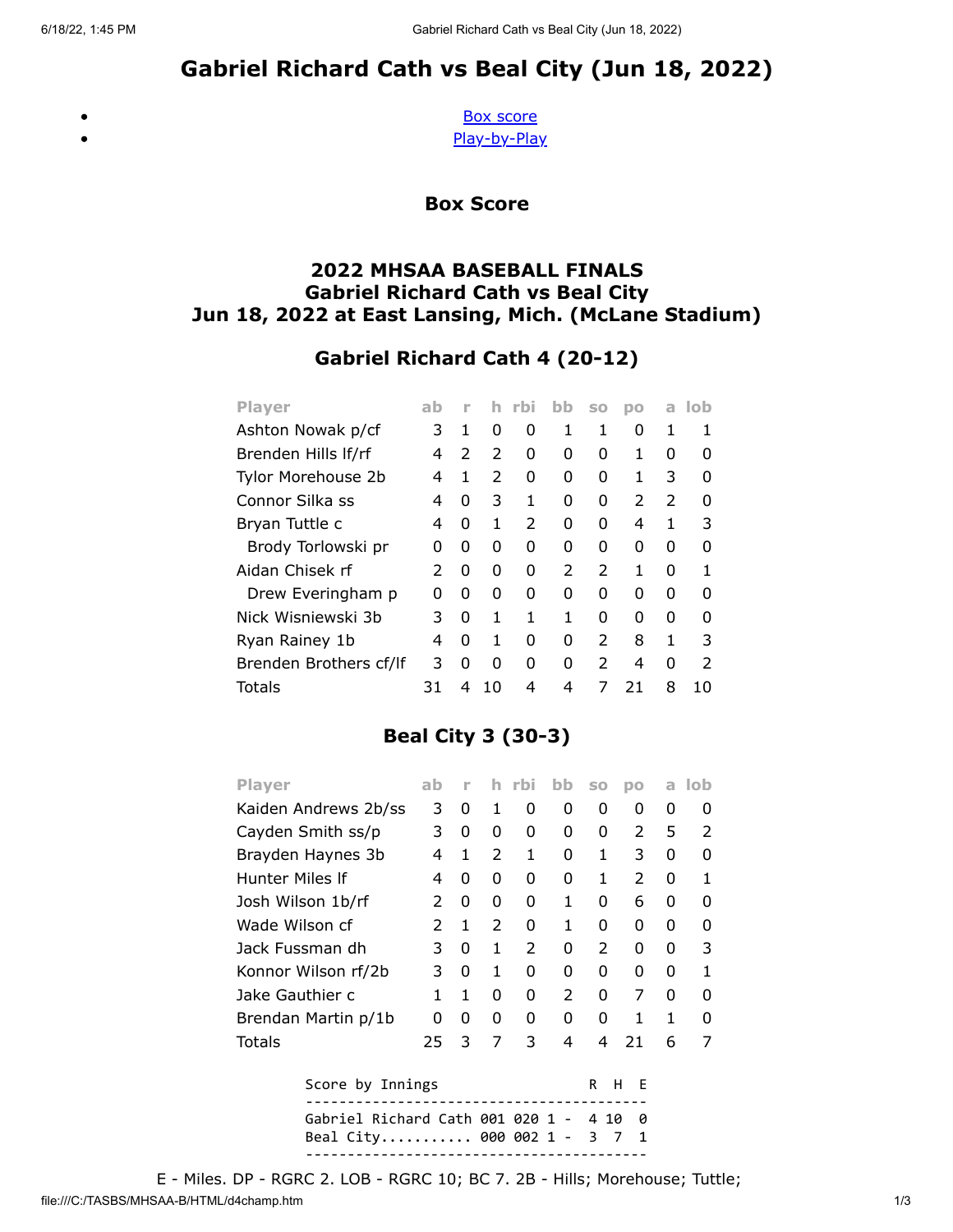# Gabriel Richard Cath vs Beal City (Jun 18, 2022)

- Box score
- Play-by-Play

### Box Score

### 2022 MHSAA BASEBALL FINALS
### Gabriel Richard Cath vs Beal City
### Jun 18, 2022 at East Lansing, Mich. (McLane Stadium)

### Gabriel Richard Cath 4 (20-12)

| Player | ab | r | h | rbi | bb | so | po | a | lob |
|---|---|---|---|---|---|---|---|---|---|
| Ashton Nowak p/cf | 3 | 1 | 0 | 0 | 1 | 1 | 0 | 1 | 1 |
| Brenden Hills lf/rf | 4 | 2 | 2 | 0 | 0 | 0 | 1 | 0 | 0 |
| Tylor Morehouse 2b | 4 | 1 | 2 | 0 | 0 | 0 | 1 | 3 | 0 |
| Connor Silka ss | 4 | 0 | 3 | 1 | 0 | 0 | 2 | 2 | 0 |
| Bryan Tuttle c | 4 | 0 | 1 | 2 | 0 | 0 | 4 | 1 | 3 |
| Brody Torlowski pr | 0 | 0 | 0 | 0 | 0 | 0 | 0 | 0 | 0 |
| Aidan Chisek rf | 2 | 0 | 0 | 0 | 2 | 2 | 1 | 0 | 1 |
| Drew Everingham p | 0 | 0 | 0 | 0 | 0 | 0 | 0 | 0 | 0 |
| Nick Wisniewski 3b | 3 | 0 | 1 | 1 | 1 | 0 | 0 | 0 | 0 |
| Ryan Rainey 1b | 4 | 0 | 1 | 0 | 0 | 2 | 8 | 1 | 3 |
| Brenden Brothers cf/lf | 3 | 0 | 0 | 0 | 0 | 2 | 4 | 0 | 2 |
| Totals | 31 | 4 | 10 | 4 | 4 | 7 | 21 | 8 | 10 |

### Beal City 3 (30-3)

| Player | ab | r | h | rbi | bb | so | po | a | lob |
|---|---|---|---|---|---|---|---|---|---|
| Kaiden Andrews 2b/ss | 3 | 0 | 1 | 0 | 0 | 0 | 0 | 0 | 0 |
| Cayden Smith ss/p | 3 | 0 | 0 | 0 | 0 | 0 | 2 | 5 | 2 |
| Brayden Haynes 3b | 4 | 1 | 2 | 1 | 0 | 1 | 3 | 0 | 0 |
| Hunter Miles lf | 4 | 0 | 0 | 0 | 0 | 1 | 2 | 0 | 1 |
| Josh Wilson 1b/rf | 2 | 0 | 0 | 0 | 1 | 0 | 6 | 0 | 0 |
| Wade Wilson cf | 2 | 1 | 2 | 0 | 1 | 0 | 0 | 0 | 0 |
| Jack Fussman dh | 3 | 0 | 1 | 2 | 0 | 2 | 0 | 0 | 3 |
| Konnor Wilson rf/2b | 3 | 0 | 1 | 0 | 0 | 0 | 0 | 0 | 1 |
| Jake Gauthier c | 1 | 1 | 0 | 0 | 2 | 0 | 7 | 0 | 0 |
| Brendan Martin p/1b | 0 | 0 | 0 | 0 | 0 | 0 | 1 | 1 | 0 |
| Totals | 25 | 3 | 7 | 3 | 4 | 4 | 21 | 6 | 7 |

```
Score by Innings                    R  H  E
-------------------------------------------
Gabriel Richard Cath 001 020 1 -  4 10  0
Beal City........... 000 002 1 -  3  7  1
-------------------------------------------
```

E - Miles. DP - RGRC 2. LOB - RGRC 10; BC 7. 2B - Hills; Morehouse; Tuttle;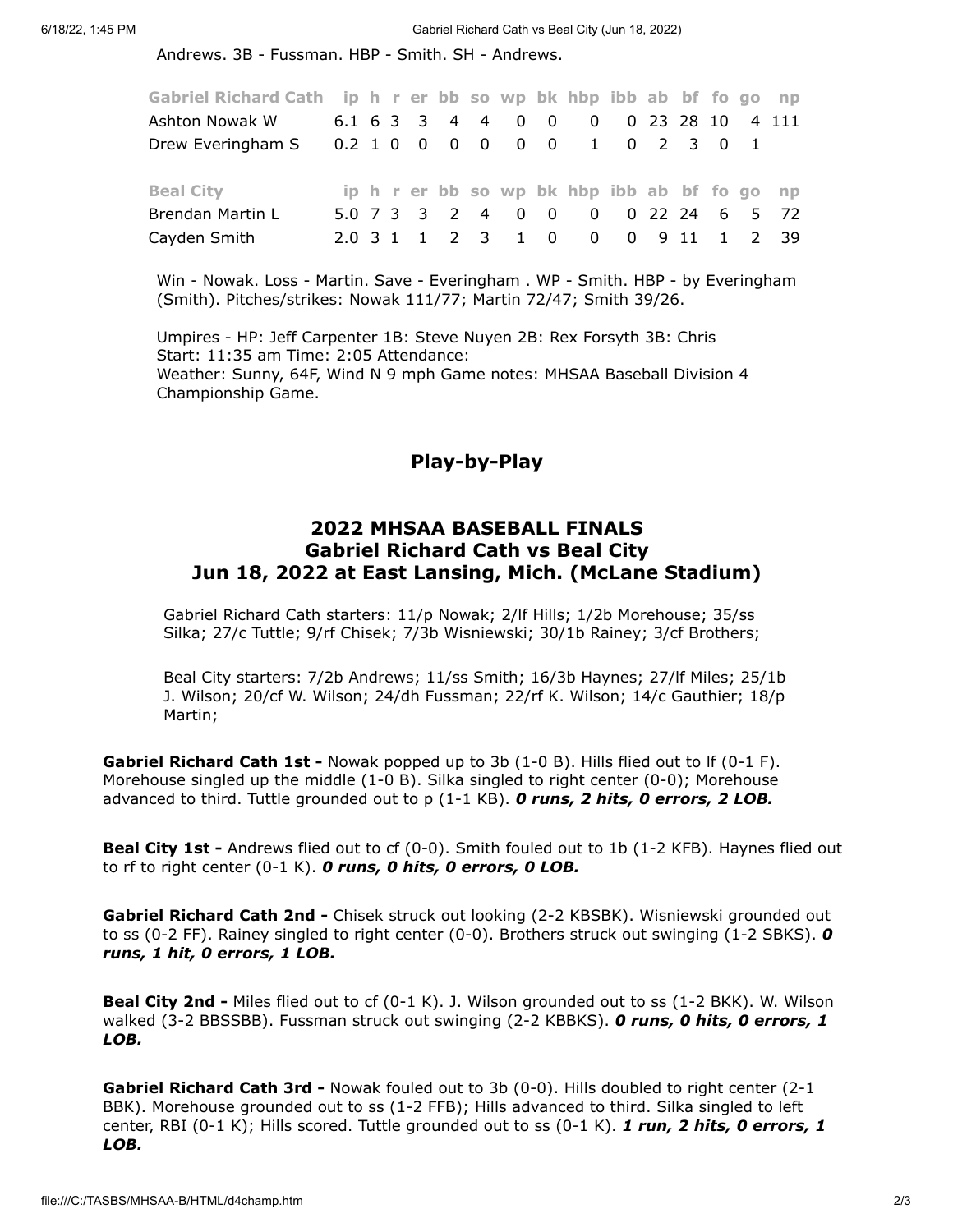Andrews. 3B - Fussman. HBP - Smith. SH - Andrews.

| Gabriel Richard Cath | ip | h | r | er | bb | so | wp | bk | hbp | ibb | ab | bf | fo | go | np |
|---|---|---|---|---|---|---|---|---|---|---|---|---|---|---|---|
| Ashton Nowak W | 6.1 | 6 | 3 | 3 | 4 | 4 | 0 | 0 | 0 | 0 | 23 | 28 | 10 | 4 | 111 |
| Drew Everingham S | 0.2 | 1 | 0 | 0 | 0 | 0 | 0 | 0 | 1 | 0 | 2 | 3 | 0 | 1 | |

| Beal City | ip | h | r | er | bb | so | wp | bk | hbp | ibb | ab | bf | fo | go | np |
|---|---|---|---|---|---|---|---|---|---|---|---|---|---|---|---|
| Brendan Martin L | 5.0 | 7 | 3 | 3 | 2 | 4 | 0 | 0 | 0 | 0 | 22 | 24 | 6 | 5 | 72 |
| Cayden Smith | 2.0 | 3 | 1 | 1 | 2 | 3 | 1 | 0 | 0 | 0 | 9 | 11 | 1 | 2 | 39 |

Win - Nowak. Loss - Martin. Save - Everingham . WP - Smith. HBP - by Everingham (Smith). Pitches/strikes: Nowak 111/77; Martin 72/47; Smith 39/26.

Umpires - HP: Jeff Carpenter 1B: Steve Nuyen 2B: Rex Forsyth 3B: Chris
Start: 11:35 am Time: 2:05 Attendance:
Weather: Sunny, 64F, Wind N 9 mph Game notes: MHSAA Baseball Division 4 Championship Game.

## Play-by-Play

## 2022 MHSAA BASEBALL FINALS
## Gabriel Richard Cath vs Beal City
## Jun 18, 2022 at East Lansing, Mich. (McLane Stadium)

Gabriel Richard Cath starters: 11/p Nowak; 2/lf Hills; 1/2b Morehouse; 35/ss Silka; 27/c Tuttle; 9/rf Chisek; 7/3b Wisniewski; 30/1b Rainey; 3/cf Brothers;

Beal City starters: 7/2b Andrews; 11/ss Smith; 16/3b Haynes; 27/lf Miles; 25/1b J. Wilson; 20/cf W. Wilson; 24/dh Fussman; 22/rf K. Wilson; 14/c Gauthier; 18/p Martin;

**Gabriel Richard Cath 1st -** Nowak popped up to 3b (1-0 B). Hills flied out to lf (0-1 F). Morehouse singled up the middle (1-0 B). Silka singled to right center (0-0); Morehouse advanced to third. Tuttle grounded out to p (1-1 KB). ***0 runs, 2 hits, 0 errors, 2 LOB.***

**Beal City 1st -** Andrews flied out to cf (0-0). Smith fouled out to 1b (1-2 KFB). Haynes flied out to rf to right center (0-1 K). ***0 runs, 0 hits, 0 errors, 0 LOB.***

**Gabriel Richard Cath 2nd -** Chisek struck out looking (2-2 KBSBK). Wisniewski grounded out to ss (0-2 FF). Rainey singled to right center (0-0). Brothers struck out swinging (1-2 SBKS). ***0 runs, 1 hit, 0 errors, 1 LOB.***

**Beal City 2nd -** Miles flied out to cf (0-1 K). J. Wilson grounded out to ss (1-2 BKK). W. Wilson walked (3-2 BBSSBB). Fussman struck out swinging (2-2 KBBKS). ***0 runs, 0 hits, 0 errors, 1 LOB.***

**Gabriel Richard Cath 3rd -** Nowak fouled out to 3b (0-0). Hills doubled to right center (2-1 BBK). Morehouse grounded out to ss (1-2 FFB); Hills advanced to third. Silka singled to left center, RBI (0-1 K); Hills scored. Tuttle grounded out to ss (0-1 K). ***1 run, 2 hits, 0 errors, 1 LOB.***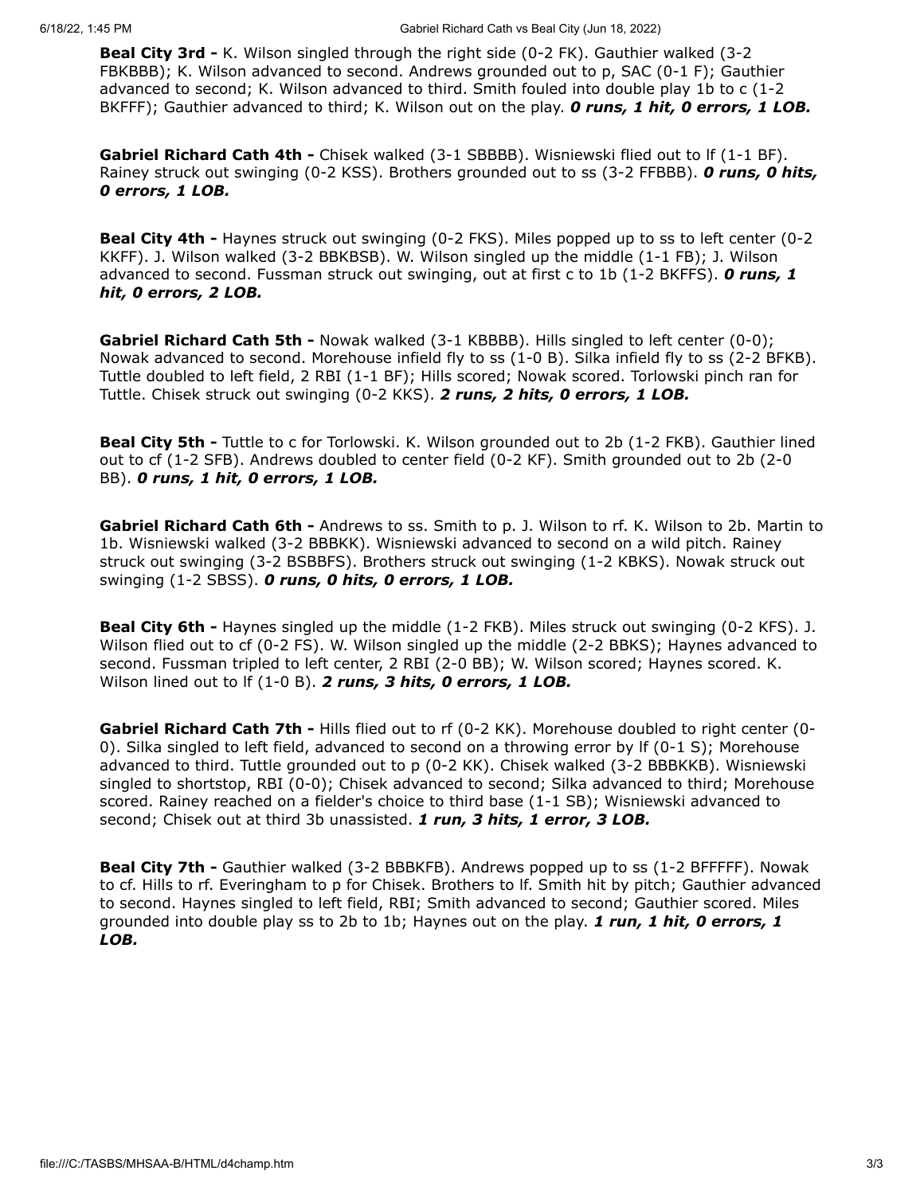**Beal City 3rd -** K. Wilson singled through the right side (0-2 FK). Gauthier walked (3-2 FBKBBB); K. Wilson advanced to second. Andrews grounded out to p, SAC (0-1 F); Gauthier advanced to second; K. Wilson advanced to third. Smith fouled into double play 1b to c (1-2 BKFFF); Gauthier advanced to third; K. Wilson out on the play. ***0 runs, 1 hit, 0 errors, 1 LOB.***

**Gabriel Richard Cath 4th -** Chisek walked (3-1 SBBBB). Wisniewski flied out to lf (1-1 BF). Rainey struck out swinging (0-2 KSS). Brothers grounded out to ss (3-2 FFBBB). ***0 runs, 0 hits, 0 errors, 1 LOB.***

**Beal City 4th -** Haynes struck out swinging (0-2 FKS). Miles popped up to ss to left center (0-2 KKFF). J. Wilson walked (3-2 BBKBSB). W. Wilson singled up the middle (1-1 FB); J. Wilson advanced to second. Fussman struck out swinging, out at first c to 1b (1-2 BKFFS). ***0 runs, 1 hit, 0 errors, 2 LOB.***

**Gabriel Richard Cath 5th -** Nowak walked (3-1 KBBBB). Hills singled to left center (0-0); Nowak advanced to second. Morehouse infield fly to ss (1-0 B). Silka infield fly to ss (2-2 BFKB). Tuttle doubled to left field, 2 RBI (1-1 BF); Hills scored; Nowak scored. Torlowski pinch ran for Tuttle. Chisek struck out swinging (0-2 KKS). ***2 runs, 2 hits, 0 errors, 1 LOB.***

**Beal City 5th -** Tuttle to c for Torlowski. K. Wilson grounded out to 2b (1-2 FKB). Gauthier lined out to cf (1-2 SFB). Andrews doubled to center field (0-2 KF). Smith grounded out to 2b (2-0 BB). ***0 runs, 1 hit, 0 errors, 1 LOB.***

**Gabriel Richard Cath 6th -** Andrews to ss. Smith to p. J. Wilson to rf. K. Wilson to 2b. Martin to 1b. Wisniewski walked (3-2 BBBKK). Wisniewski advanced to second on a wild pitch. Rainey struck out swinging (3-2 BSBBFS). Brothers struck out swinging (1-2 KBKS). Nowak struck out swinging (1-2 SBSS). ***0 runs, 0 hits, 0 errors, 1 LOB.***

**Beal City 6th -** Haynes singled up the middle (1-2 FKB). Miles struck out swinging (0-2 KFS). J. Wilson flied out to cf (0-2 FS). W. Wilson singled up the middle (2-2 BBKS); Haynes advanced to second. Fussman tripled to left center, 2 RBI (2-0 BB); W. Wilson scored; Haynes scored. K. Wilson lined out to lf (1-0 B). ***2 runs, 3 hits, 0 errors, 1 LOB.***

**Gabriel Richard Cath 7th -** Hills flied out to rf (0-2 KK). Morehouse doubled to right center (0-0). Silka singled to left field, advanced to second on a throwing error by lf (0-1 S); Morehouse advanced to third. Tuttle grounded out to p (0-2 KK). Chisek walked (3-2 BBBKKB). Wisniewski singled to shortstop, RBI (0-0); Chisek advanced to second; Silka advanced to third; Morehouse scored. Rainey reached on a fielder's choice to third base (1-1 SB); Wisniewski advanced to second; Chisek out at third 3b unassisted. ***1 run, 3 hits, 1 error, 3 LOB.***

**Beal City 7th -** Gauthier walked (3-2 BBBKFB). Andrews popped up to ss (1-2 BFFFFF). Nowak to cf. Hills to rf. Everingham to p for Chisek. Brothers to lf. Smith hit by pitch; Gauthier advanced to second. Haynes singled to left field, RBI; Smith advanced to second; Gauthier scored. Miles grounded into double play ss to 2b to 1b; Haynes out on the play. ***1 run, 1 hit, 0 errors, 1 LOB.***